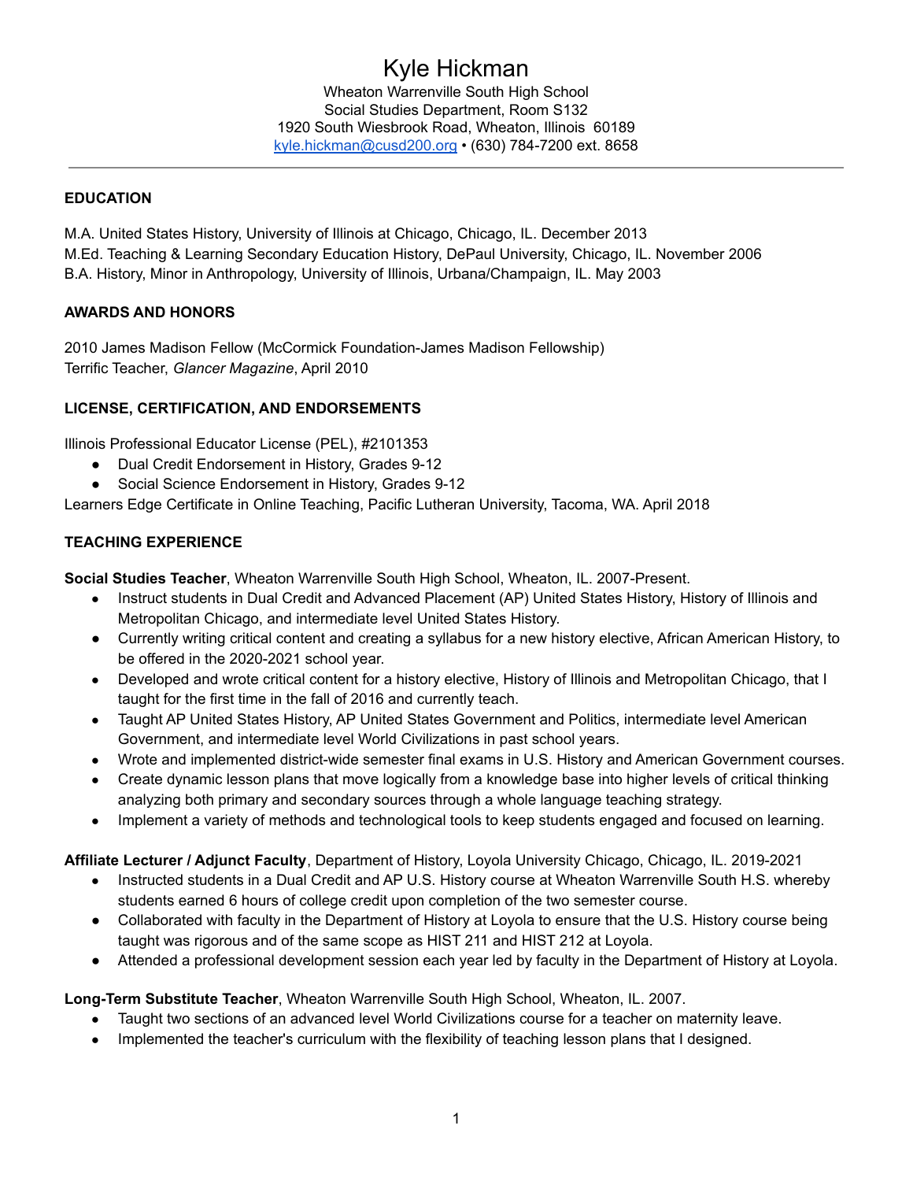# Kyle Hickman

Wheaton Warrenville South High School
Social Studies Department, Room S132
1920 South Wiesbrook Road, Wheaton, Illinois 60189
[kyle.hickman@cusd200.org](mailto:kyle.hickman@cusd200.org) • (630) 784-7200 ext. 8658

---

## EDUCATION

M.A. United States History, University of Illinois at Chicago, Chicago, IL. December 2013
M.Ed. Teaching & Learning Secondary Education History, DePaul University, Chicago, IL. November 2006
B.A. History, Minor in Anthropology, University of Illinois, Urbana/Champaign, IL. May 2003

## AWARDS AND HONORS

2010 James Madison Fellow (McCormick Foundation-James Madison Fellowship)
Terrific Teacher, *Glancer Magazine*, April 2010

## LICENSE, CERTIFICATION, AND ENDORSEMENTS

Illinois Professional Educator License (PEL), #2101353

- Dual Credit Endorsement in History, Grades 9-12
- Social Science Endorsement in History, Grades 9-12

Learners Edge Certificate in Online Teaching, Pacific Lutheran University, Tacoma, WA. April 2018

## TEACHING EXPERIENCE

**Social Studies Teacher**, Wheaton Warrenville South High School, Wheaton, IL. 2007-Present.

- Instruct students in Dual Credit and Advanced Placement (AP) United States History, History of Illinois and Metropolitan Chicago, and intermediate level United States History.
- Currently writing critical content and creating a syllabus for a new history elective, African American History, to be offered in the 2020-2021 school year.
- Developed and wrote critical content for a history elective, History of Illinois and Metropolitan Chicago, that I taught for the first time in the fall of 2016 and currently teach.
- Taught AP United States History, AP United States Government and Politics, intermediate level American Government, and intermediate level World Civilizations in past school years.
- Wrote and implemented district-wide semester final exams in U.S. History and American Government courses.
- Create dynamic lesson plans that move logically from a knowledge base into higher levels of critical thinking analyzing both primary and secondary sources through a whole language teaching strategy.
- Implement a variety of methods and technological tools to keep students engaged and focused on learning.

**Affiliate Lecturer / Adjunct Faculty**, Department of History, Loyola University Chicago, Chicago, IL. 2019-2021

- Instructed students in a Dual Credit and AP U.S. History course at Wheaton Warrenville South H.S. whereby students earned 6 hours of college credit upon completion of the two semester course.
- Collaborated with faculty in the Department of History at Loyola to ensure that the U.S. History course being taught was rigorous and of the same scope as HIST 211 and HIST 212 at Loyola.
- Attended a professional development session each year led by faculty in the Department of History at Loyola.

**Long-Term Substitute Teacher**, Wheaton Warrenville South High School, Wheaton, IL. 2007.

- Taught two sections of an advanced level World Civilizations course for a teacher on maternity leave.
- Implemented the teacher's curriculum with the flexibility of teaching lesson plans that I designed.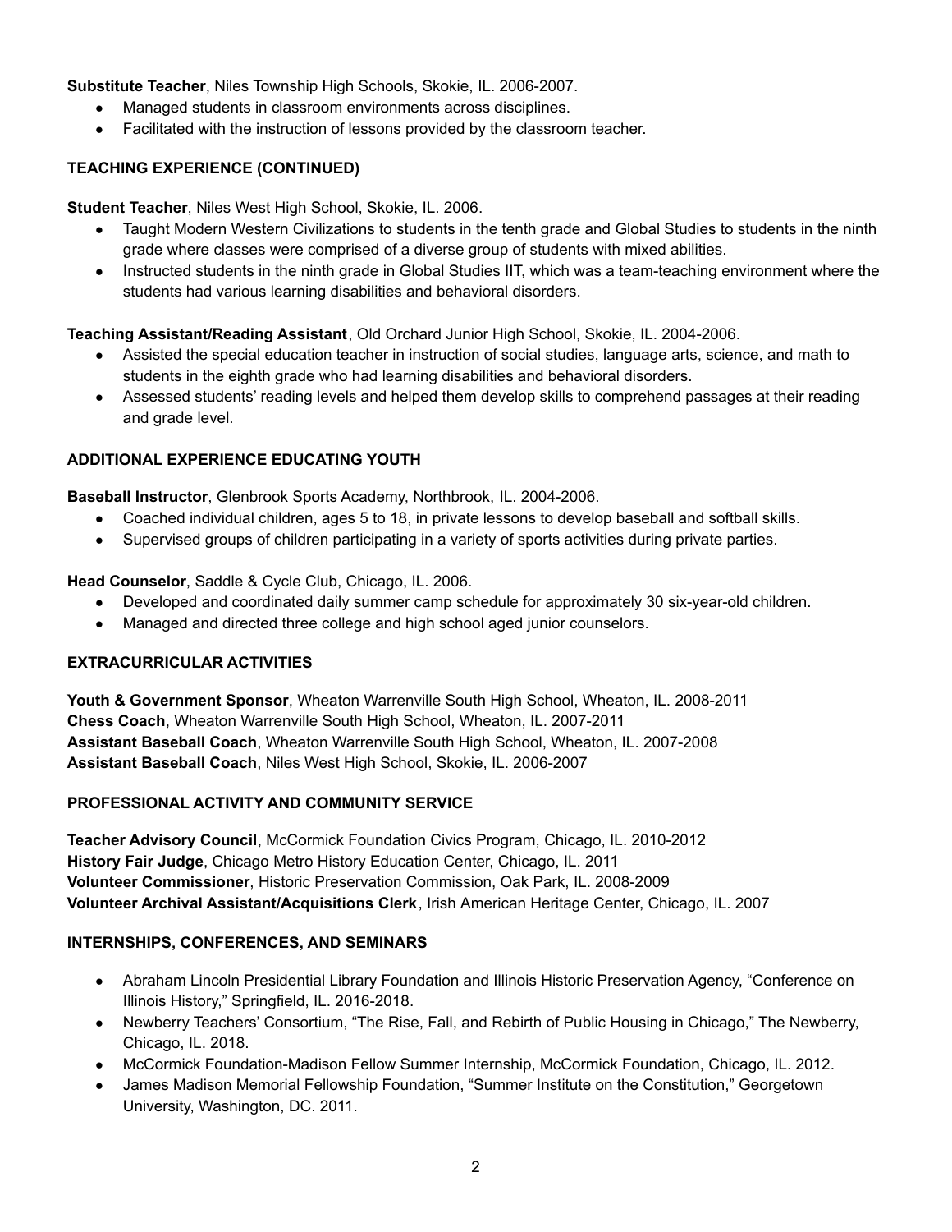**Substitute Teacher**, Niles Township High Schools, Skokie, IL. 2006-2007.

- Managed students in classroom environments across disciplines.
- Facilitated with the instruction of lessons provided by the classroom teacher.

## TEACHING EXPERIENCE (CONTINUED)

**Student Teacher**, Niles West High School, Skokie, IL. 2006.

- Taught Modern Western Civilizations to students in the tenth grade and Global Studies to students in the ninth grade where classes were comprised of a diverse group of students with mixed abilities.
- Instructed students in the ninth grade in Global Studies IIT, which was a team-teaching environment where the students had various learning disabilities and behavioral disorders.

**Teaching Assistant/Reading Assistant**, Old Orchard Junior High School, Skokie, IL. 2004-2006.

- Assisted the special education teacher in instruction of social studies, language arts, science, and math to students in the eighth grade who had learning disabilities and behavioral disorders.
- Assessed students' reading levels and helped them develop skills to comprehend passages at their reading and grade level.

## ADDITIONAL EXPERIENCE EDUCATING YOUTH

**Baseball Instructor**, Glenbrook Sports Academy, Northbrook, IL. 2004-2006.

- Coached individual children, ages 5 to 18, in private lessons to develop baseball and softball skills.
- Supervised groups of children participating in a variety of sports activities during private parties.

**Head Counselor**, Saddle & Cycle Club, Chicago, IL. 2006.

- Developed and coordinated daily summer camp schedule for approximately 30 six-year-old children.
- Managed and directed three college and high school aged junior counselors.

## EXTRACURRICULAR ACTIVITIES

**Youth & Government Sponsor**, Wheaton Warrenville South High School, Wheaton, IL. 2008-2011
**Chess Coach**, Wheaton Warrenville South High School, Wheaton, IL. 2007-2011
**Assistant Baseball Coach**, Wheaton Warrenville South High School, Wheaton, IL. 2007-2008
**Assistant Baseball Coach**, Niles West High School, Skokie, IL. 2006-2007

## PROFESSIONAL ACTIVITY AND COMMUNITY SERVICE

**Teacher Advisory Council**, McCormick Foundation Civics Program, Chicago, IL. 2010-2012
**History Fair Judge**, Chicago Metro History Education Center, Chicago, IL. 2011
**Volunteer Commissioner**, Historic Preservation Commission, Oak Park, IL. 2008-2009
**Volunteer Archival Assistant/Acquisitions Clerk**, Irish American Heritage Center, Chicago, IL. 2007

## INTERNSHIPS, CONFERENCES, AND SEMINARS

- Abraham Lincoln Presidential Library Foundation and Illinois Historic Preservation Agency, "Conference on Illinois History," Springfield, IL. 2016-2018.
- Newberry Teachers' Consortium, "The Rise, Fall, and Rebirth of Public Housing in Chicago," The Newberry, Chicago, IL. 2018.
- McCormick Foundation-Madison Fellow Summer Internship, McCormick Foundation, Chicago, IL. 2012.
- James Madison Memorial Fellowship Foundation, "Summer Institute on the Constitution," Georgetown University, Washington, DC. 2011.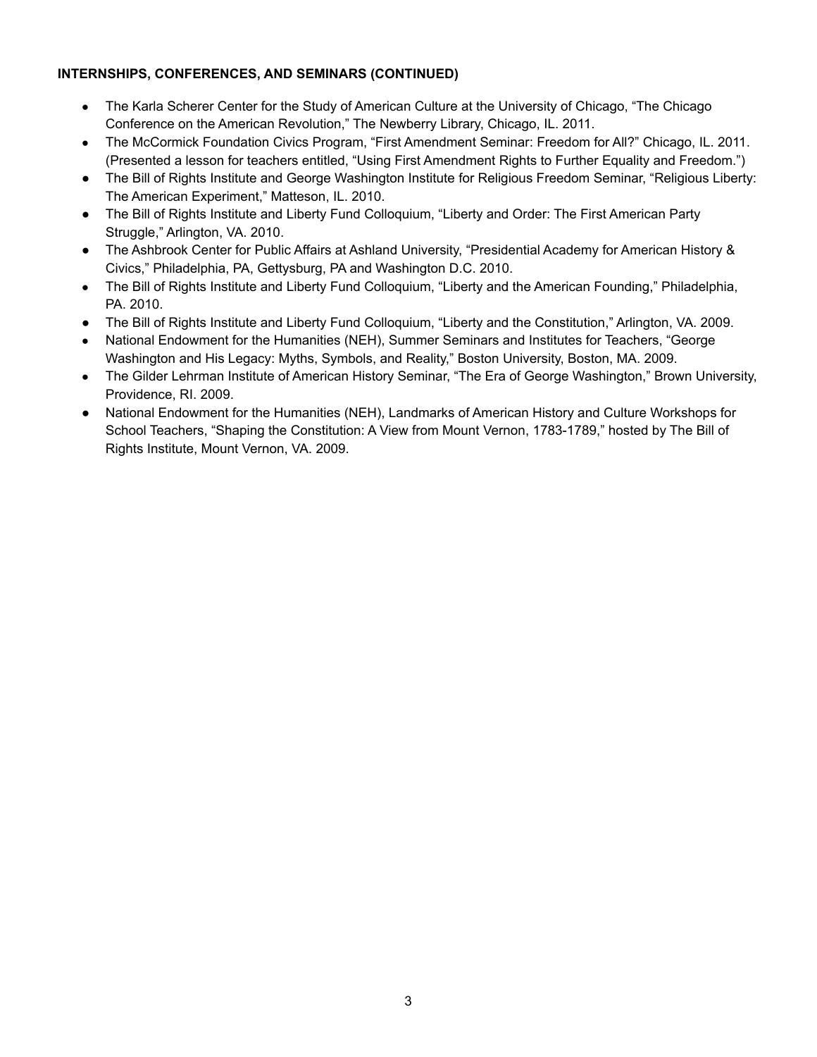**INTERNSHIPS, CONFERENCES, AND SEMINARS (CONTINUED)**

- The Karla Scherer Center for the Study of American Culture at the University of Chicago, "The Chicago Conference on the American Revolution," The Newberry Library, Chicago, IL. 2011.
- The McCormick Foundation Civics Program, "First Amendment Seminar: Freedom for All?" Chicago, IL. 2011. (Presented a lesson for teachers entitled, "Using First Amendment Rights to Further Equality and Freedom.")
- The Bill of Rights Institute and George Washington Institute for Religious Freedom Seminar, "Religious Liberty: The American Experiment," Matteson, IL. 2010.
- The Bill of Rights Institute and Liberty Fund Colloquium, "Liberty and Order: The First American Party Struggle," Arlington, VA. 2010.
- The Ashbrook Center for Public Affairs at Ashland University, "Presidential Academy for American History & Civics," Philadelphia, PA, Gettysburg, PA and Washington D.C. 2010.
- The Bill of Rights Institute and Liberty Fund Colloquium, "Liberty and the American Founding," Philadelphia, PA. 2010.
- The Bill of Rights Institute and Liberty Fund Colloquium, "Liberty and the Constitution," Arlington, VA. 2009.
- National Endowment for the Humanities (NEH), Summer Seminars and Institutes for Teachers, "George Washington and His Legacy: Myths, Symbols, and Reality," Boston University, Boston, MA. 2009.
- The Gilder Lehrman Institute of American History Seminar, "The Era of George Washington," Brown University, Providence, RI. 2009.
- National Endowment for the Humanities (NEH), Landmarks of American History and Culture Workshops for School Teachers, "Shaping the Constitution: A View from Mount Vernon, 1783-1789," hosted by The Bill of Rights Institute, Mount Vernon, VA. 2009.